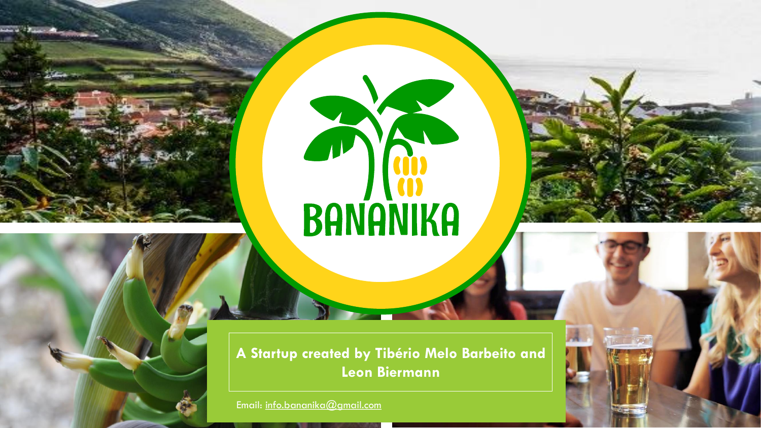# BANANIKA

**A Startup created by Tibério Melo Barbeito and Leon Biermann**

Email: info.bananika@gmail.com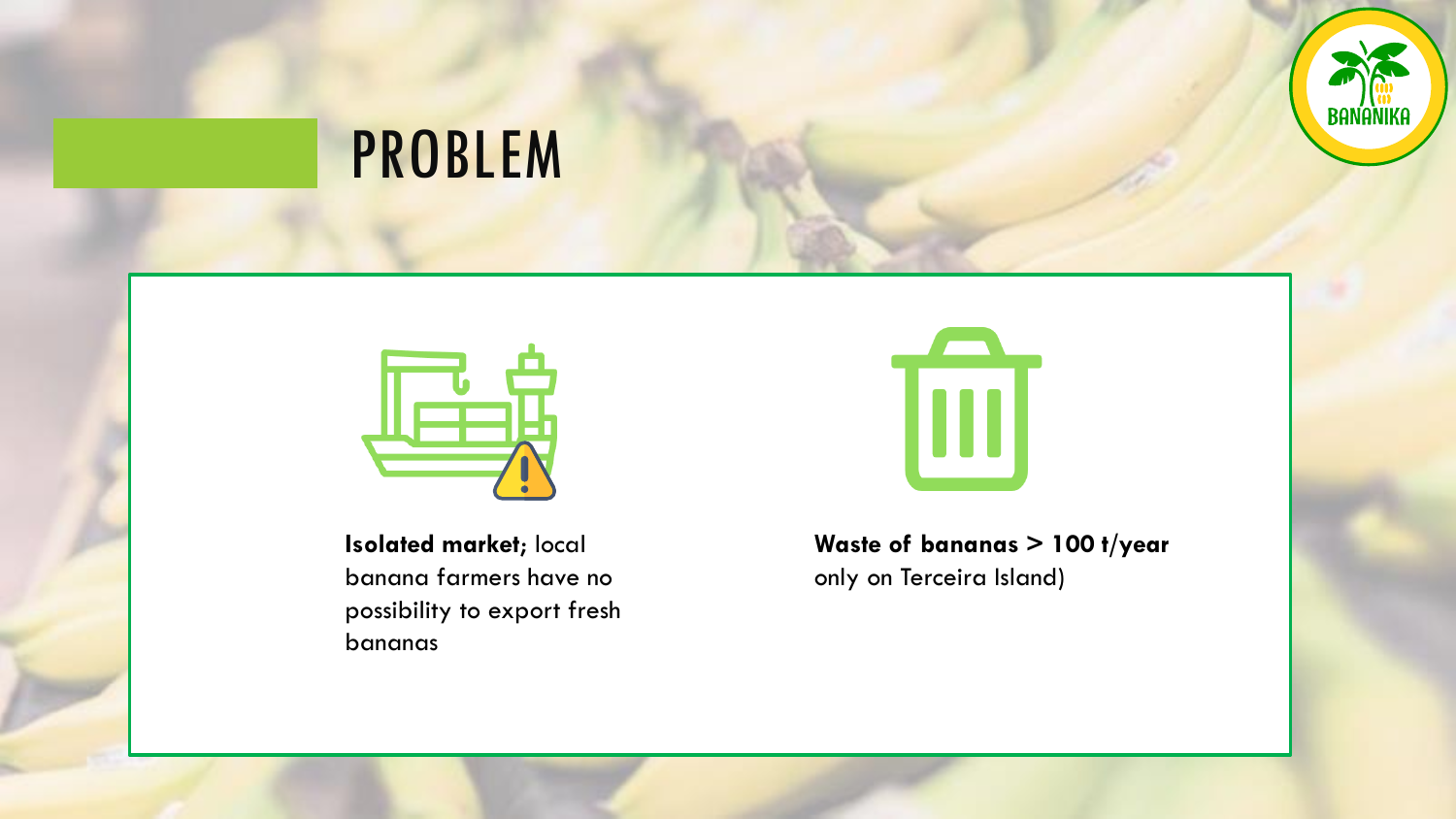# PROBLEM

**Isolated market;** local banana farmers have no possibility to export fresh bananas

**Waste of bananas > 100 t/year** only on Terceira Island)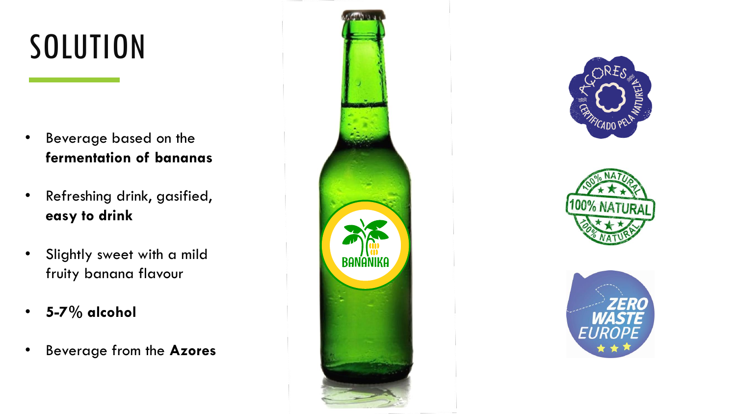# SOLUTION

- Beverage based on the **fermentation of bananas**
- Refreshing drink, gasified, **easy to drink**
- Slightly sweet with a mild fruity banana flavour
- **5-7% alcohol**
- Beverage from the **Azores**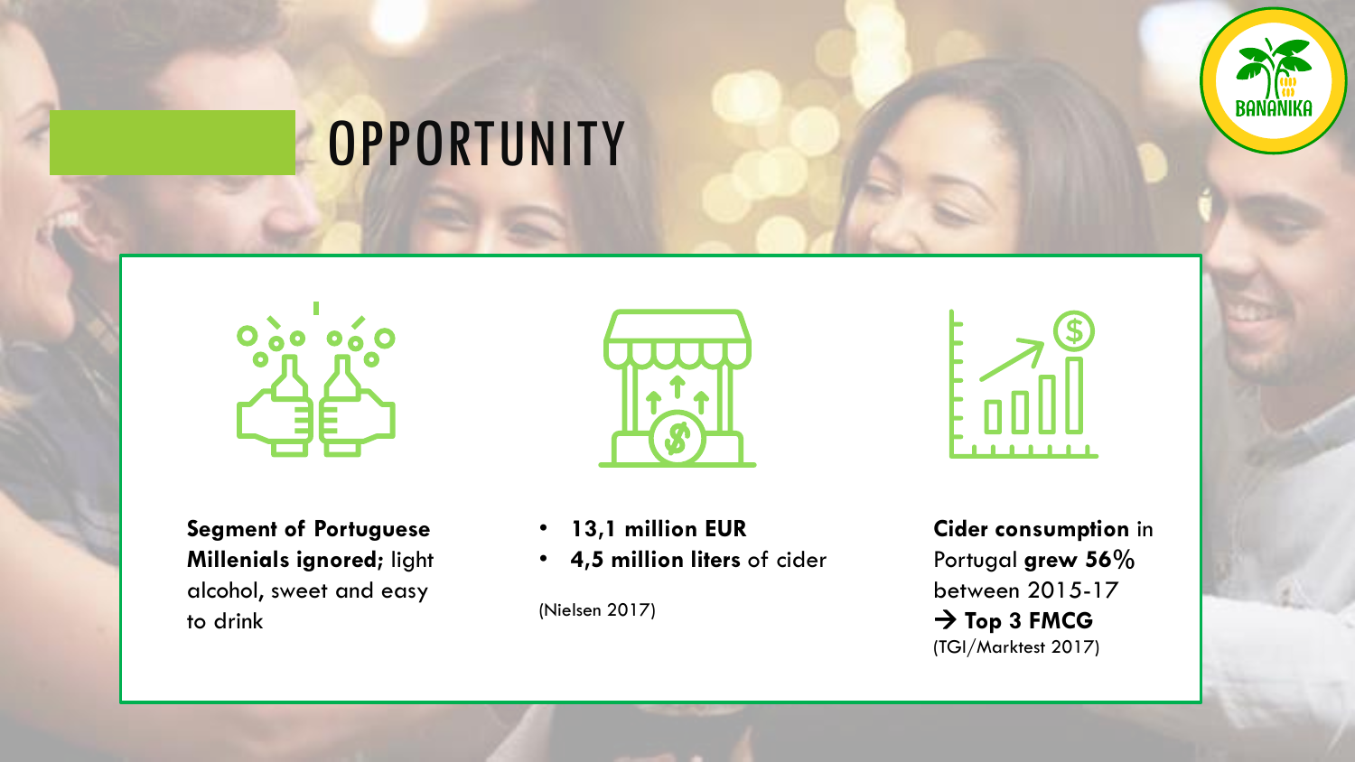# OPPORTUNITY

**Segment of Portuguese Millenials ignored;** light alcohol, sweet and easy to drink

- **13,1 million EUR**
- **4,5 million liters** of cider

(Nielsen 2017)

**Cider consumption** in Portugal **grew 56%** between 2015-17
→ **Top 3 FMCG**
(TGI/Marktest 2017)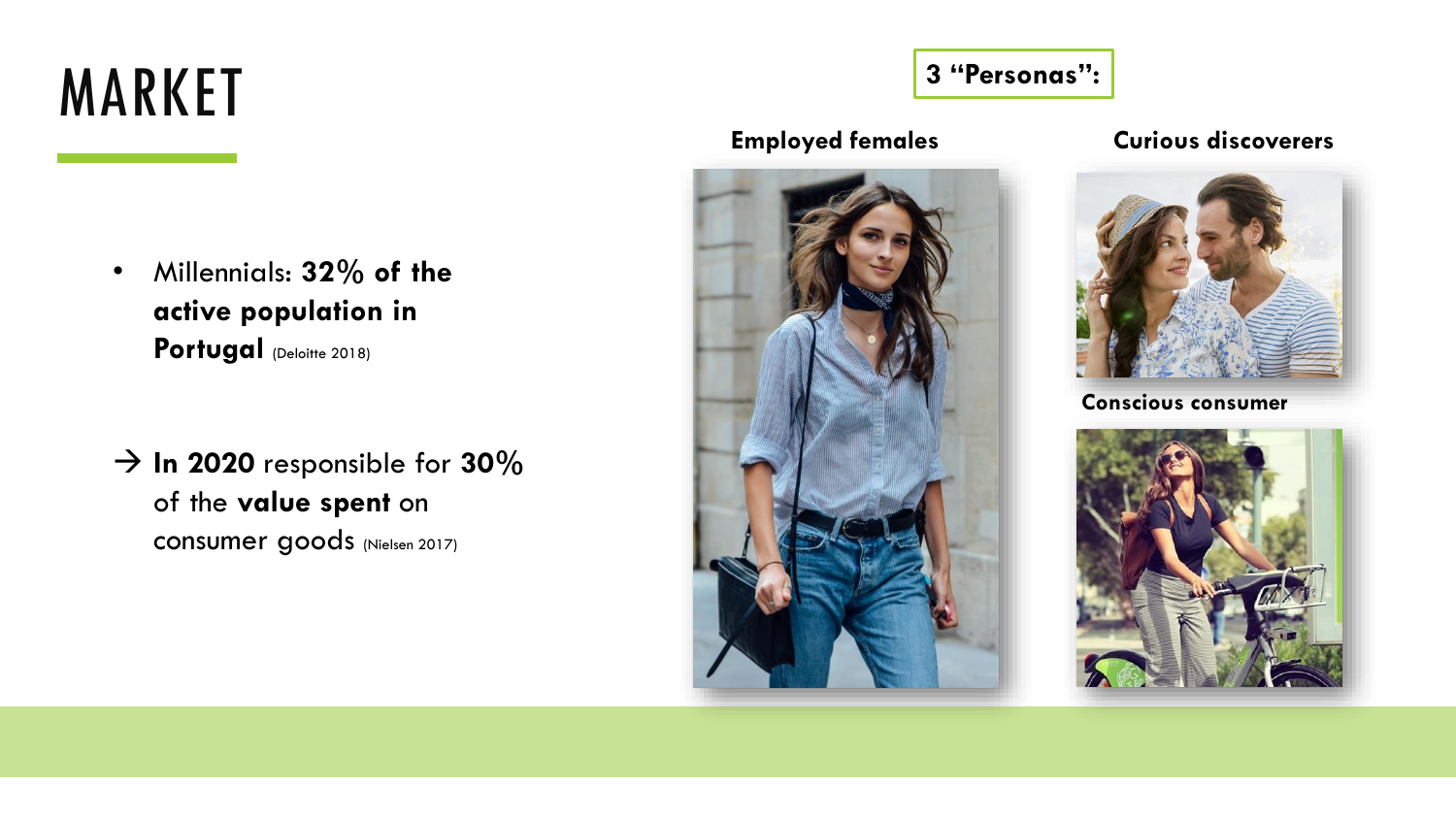# MARKET

- Millennials: **32% of the active population in Portugal** (Deloitte 2018)

→ **In 2020** responsible for **30%** of the **value spent** on consumer goods (Nielsen 2017)

**3 "Personas":**

**Employed females**

**Curious discoverers**

**Conscious consumer**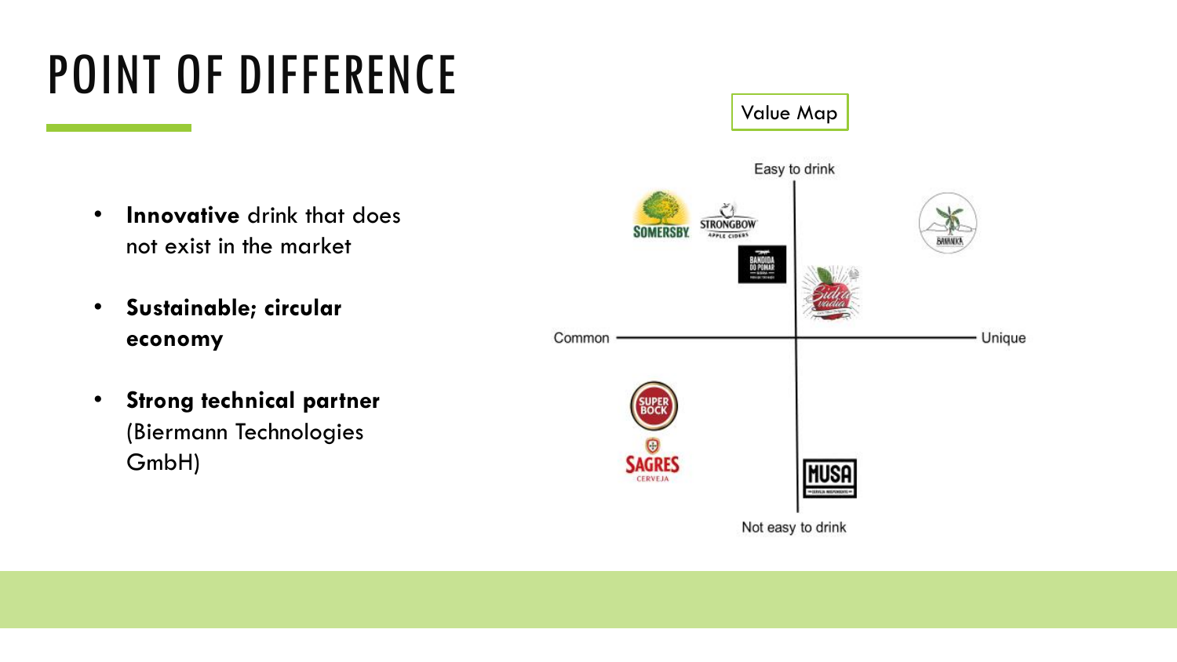# POINT OF DIFFERENCE

- **Innovative** drink that does not exist in the market
- **Sustainable; circular economy**
- **Strong technical partner** (Biermann Technologies GmbH)

Value Map

Easy to drink

Common

Unique

Not easy to drink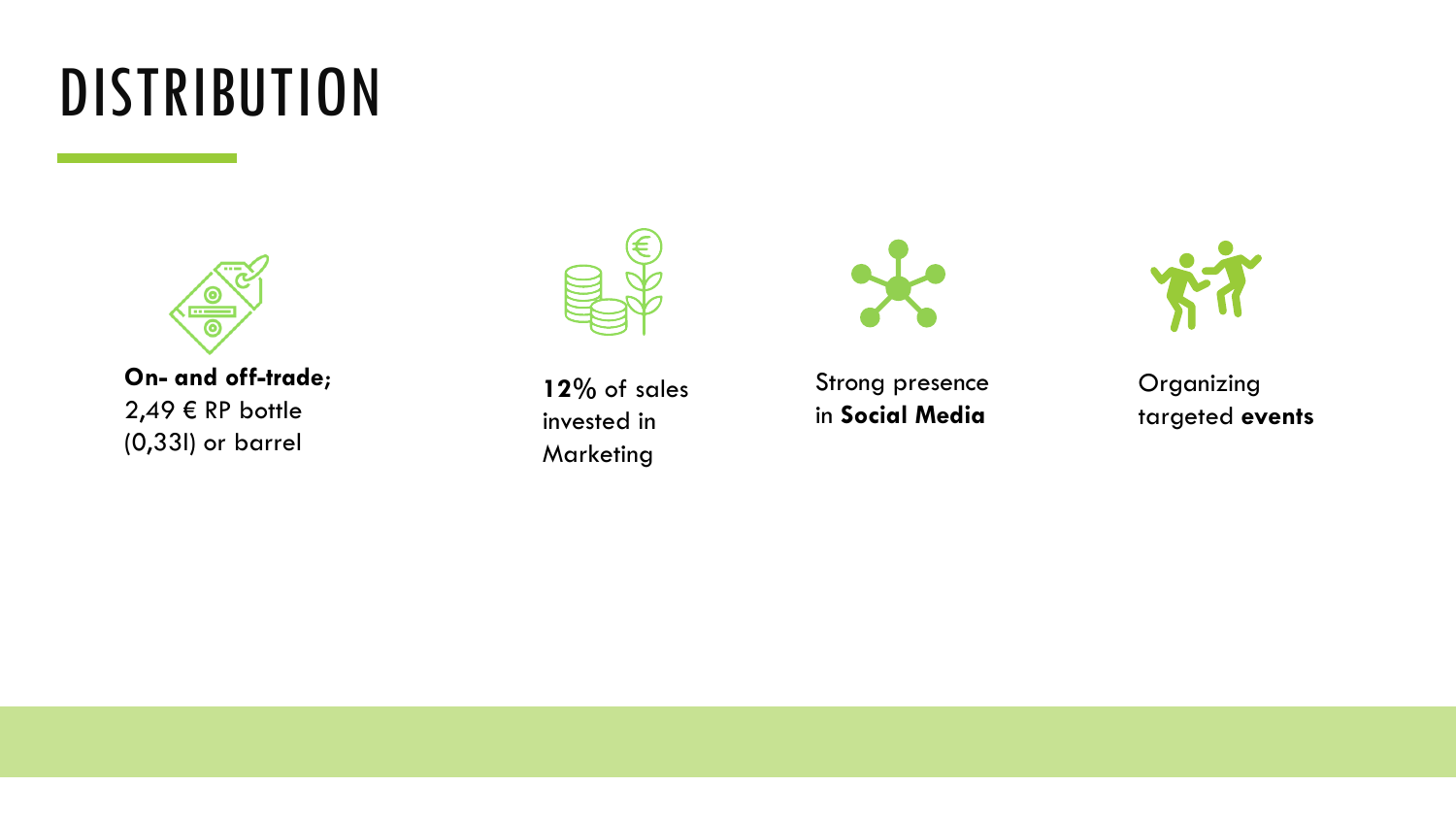# DISTRIBUTION

**On- and off-trade;** 2,49 € RP bottle (0,33l) or barrel

**12%** of sales invested in Marketing

Strong presence in **Social Media**

Organizing targeted **events**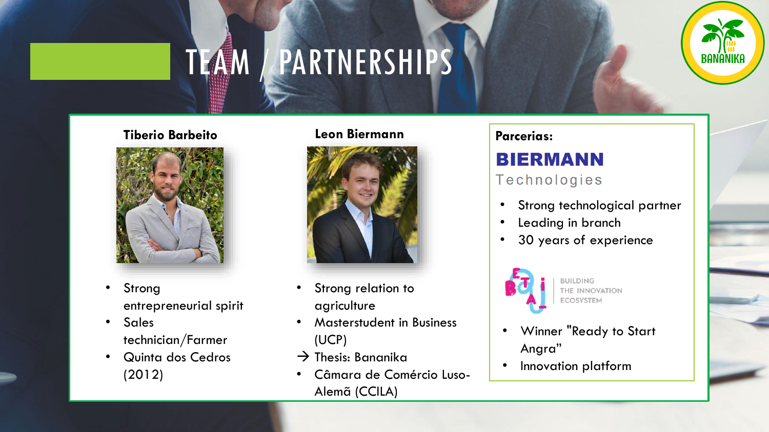# TEAM / PARTNERSHIPS

**Tiberio Barbeito**

- Strong entrepreneurial spirit
- Sales technician/Farmer
- Quinta dos Cedros (2012)

**Leon Biermann**

- Strong relation to agriculture
- Masterstudent in Business (UCP)

→ Thesis: Bananika

- Câmara de Comércio Luso-Alemã (CCILA)

**Parcerias:**

**BIERMANN** Technologies

- Strong technological partner
- Leading in branch
- 30 years of experience

BETA-i — BUILDING THE INNOVATION ECOSYSTEM

- Winner "Ready to Start Angra"
- Innovation platform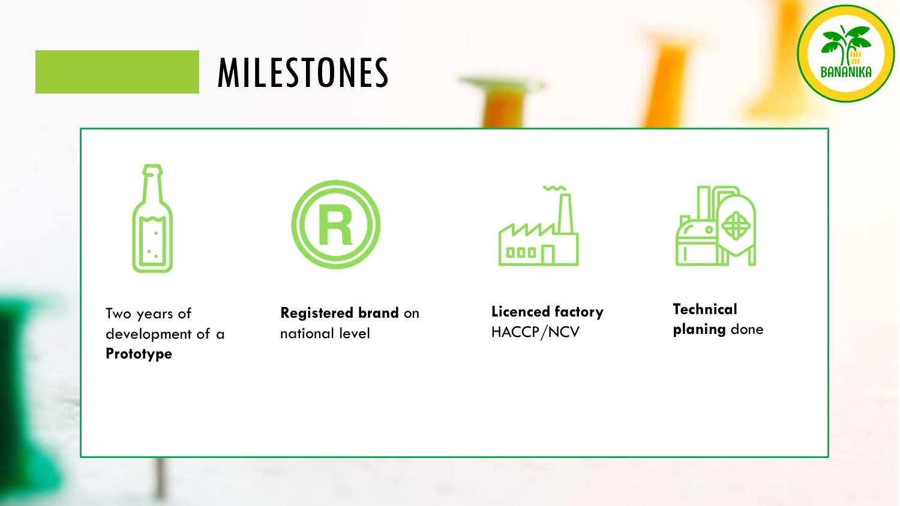# MILESTONES

Two years of development of a **Prototype**

**Registered brand** on national level

**Licenced factory** HACCP/NCV

**Technical planing** done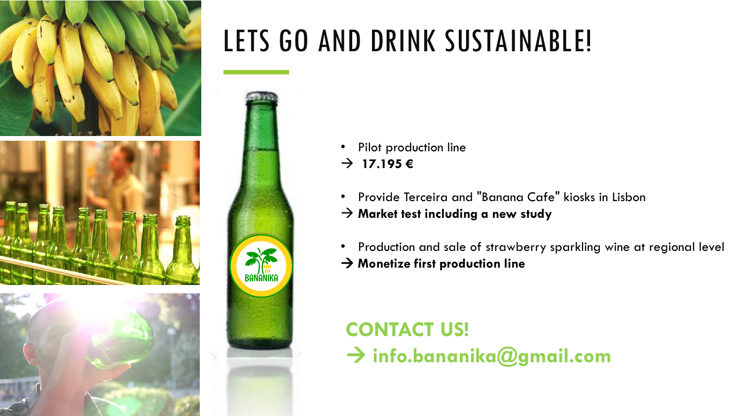# LETS GO AND DRINK SUSTAINABLE!

- Pilot production line

→ **17.195 €**

- Provide Terceira and "Banana Cafe" kiosks in Lisbon

→ **Market test including a new study**

- Production and sale of strawberry sparkling wine at regional level

→ **Monetize first production line**

## CONTACT US!

**→ info.bananika@gmail.com**